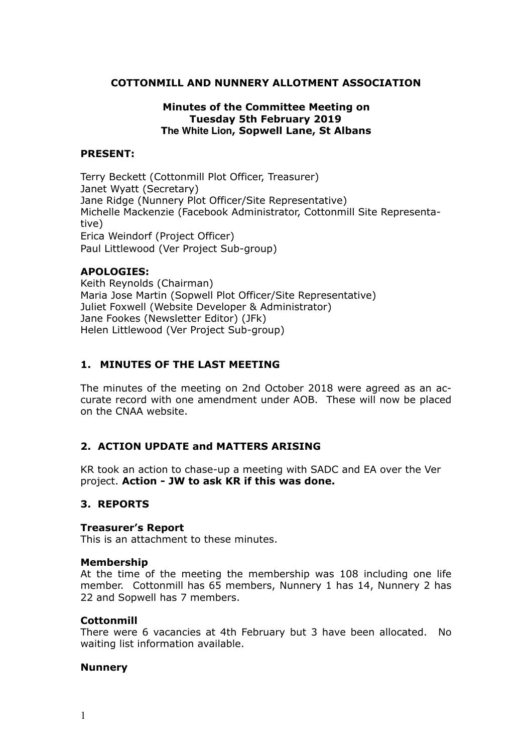# COTTONMILL AND NUNNERY ALLOTMENT ASSOCIATION

## Minutes of the Committee Meeting on Tuesday 5th February 2019 The White Lion, Sopwell Lane, St Albans

**PRESENT:**

Terry Beckett (Cottonmill Plot Officer, Treasurer)
Janet Wyatt (Secretary)
Jane Ridge (Nunnery Plot Officer/Site Representative)
Michelle Mackenzie (Facebook Administrator, Cottonmill Site Representative)
Erica Weindorf (Project Officer)
Paul Littlewood (Ver Project Sub-group)

**APOLOGIES:**
Keith Reynolds (Chairman)
Maria Jose Martin (Sopwell Plot Officer/Site Representative)
Juliet Foxwell (Website Developer & Administrator)
Jane Fookes (Newsletter Editor) (JFk)
Helen Littlewood (Ver Project Sub-group)

### 1. MINUTES OF THE LAST MEETING

The minutes of the meeting on 2nd October 2018 were agreed as an accurate record with one amendment under AOB. These will now be placed on the CNAA website.

### 2. ACTION UPDATE and MATTERS ARISING

KR took an action to chase-up a meeting with SADC and EA over the Ver project. **Action - JW to ask KR if this was done.**

### 3. REPORTS

**Treasurer's Report**
This is an attachment to these minutes.

**Membership**
At the time of the meeting the membership was 108 including one life member. Cottonmill has 65 members, Nunnery 1 has 14, Nunnery 2 has 22 and Sopwell has 7 members.

**Cottonmill**
There were 6 vacancies at 4th February but 3 have been allocated. No waiting list information available.

**Nunnery**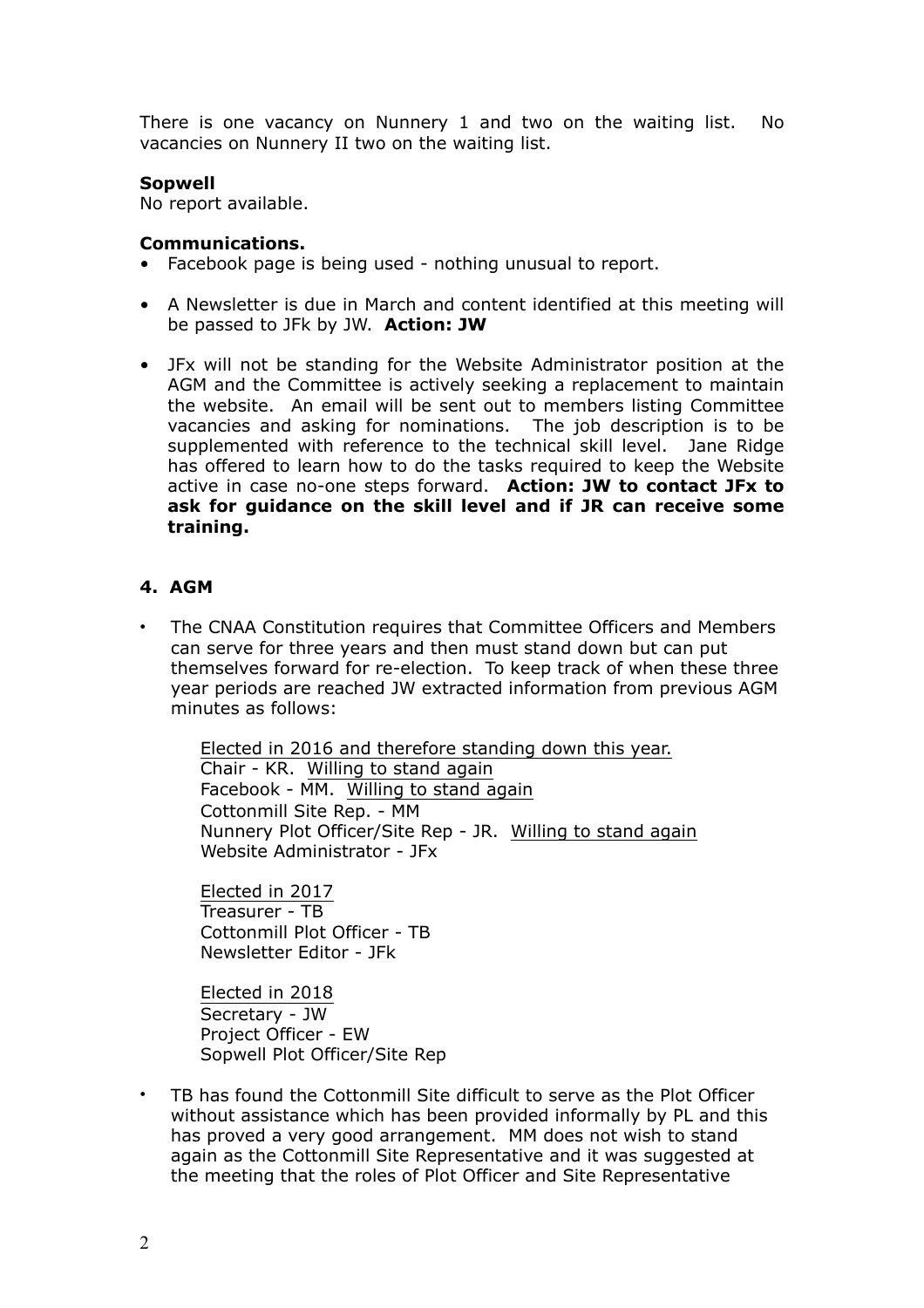There is one vacancy on Nunnery 1 and two on the waiting list. No vacancies on Nunnery II two on the waiting list.

**Sopwell**
No report available.

**Communications.**

- Facebook page is being used - nothing unusual to report.
- A Newsletter is due in March and content identified at this meeting will be passed to JFk by JW. **Action: JW**
- JFx will not be standing for the Website Administrator position at the AGM and the Committee is actively seeking a replacement to maintain the website. An email will be sent out to members listing Committee vacancies and asking for nominations. The job description is to be supplemented with reference to the technical skill level. Jane Ridge has offered to learn how to do the tasks required to keep the Website active in case no-one steps forward. **Action: JW to contact JFx to ask for guidance on the skill level and if JR can receive some training.**

## 4. AGM

- The CNAA Constitution requires that Committee Officers and Members can serve for three years and then must stand down but can put themselves forward for re-election. To keep track of when these three year periods are reached JW extracted information from previous AGM minutes as follows:

  <u>Elected in 2016 and therefore standing down this year.</u>
  Chair - KR. <u>Willing to stand again</u>
  Facebook - MM. <u>Willing to stand again</u>
  Cottonmill Site Rep. - MM
  Nunnery Plot Officer/Site Rep - JR. <u>Willing to stand again</u>
  Website Administrator - JFx

  <u>Elected in 2017</u>
  Treasurer - TB
  Cottonmill Plot Officer - TB
  Newsletter Editor - JFk

  <u>Elected in 2018</u>
  Secretary - JW
  Project Officer - EW
  Sopwell Plot Officer/Site Rep

- TB has found the Cottonmill Site difficult to serve as the Plot Officer without assistance which has been provided informally by PL and this has proved a very good arrangement. MM does not wish to stand again as the Cottonmill Site Representative and it was suggested at the meeting that the roles of Plot Officer and Site Representative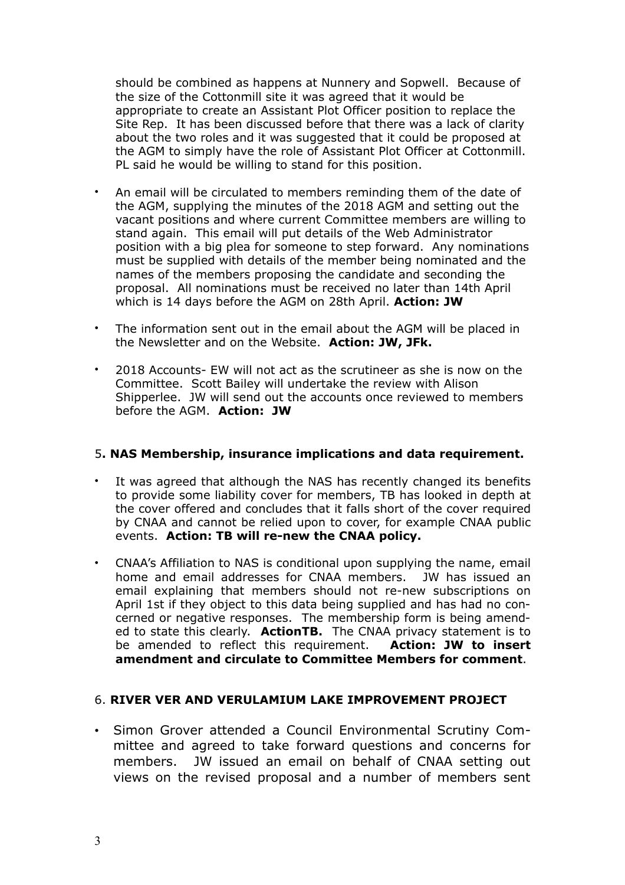should be combined as happens at Nunnery and Sopwell. Because of the size of the Cottonmill site it was agreed that it would be appropriate to create an Assistant Plot Officer position to replace the Site Rep. It has been discussed before that there was a lack of clarity about the two roles and it was suggested that it could be proposed at the AGM to simply have the role of Assistant Plot Officer at Cottonmill. PL said he would be willing to stand for this position.

- An email will be circulated to members reminding them of the date of the AGM, supplying the minutes of the 2018 AGM and setting out the vacant positions and where current Committee members are willing to stand again. This email will put details of the Web Administrator position with a big plea for someone to step forward. Any nominations must be supplied with details of the member being nominated and the names of the members proposing the candidate and seconding the proposal. All nominations must be received no later than 14th April which is 14 days before the AGM on 28th April. **Action: JW**
- The information sent out in the email about the AGM will be placed in the Newsletter and on the Website. **Action: JW, JFk.**
- 2018 Accounts- EW will not act as the scrutineer as she is now on the Committee. Scott Bailey will undertake the review with Alison Shipperlee. JW will send out the accounts once reviewed to members before the AGM. **Action: JW**

5**. NAS Membership, insurance implications and data requirement.**

- It was agreed that although the NAS has recently changed its benefits to provide some liability cover for members, TB has looked in depth at the cover offered and concludes that it falls short of the cover required by CNAA and cannot be relied upon to cover, for example CNAA public events. **Action: TB will re-new the CNAA policy.**
- CNAA's Affiliation to NAS is conditional upon supplying the name, email home and email addresses for CNAA members. JW has issued an email explaining that members should not re-new subscriptions on April 1st if they object to this data being supplied and has had no concerned or negative responses. The membership form is being amended to state this clearly. **ActionTB.** The CNAA privacy statement is to be amended to reflect this requirement. **Action: JW to insert amendment and circulate to Committee Members for comment**.

6. **RIVER VER AND VERULAMIUM LAKE IMPROVEMENT PROJECT**

- Simon Grover attended a Council Environmental Scrutiny Committee and agreed to take forward questions and concerns for members. JW issued an email on behalf of CNAA setting out views on the revised proposal and a number of members sent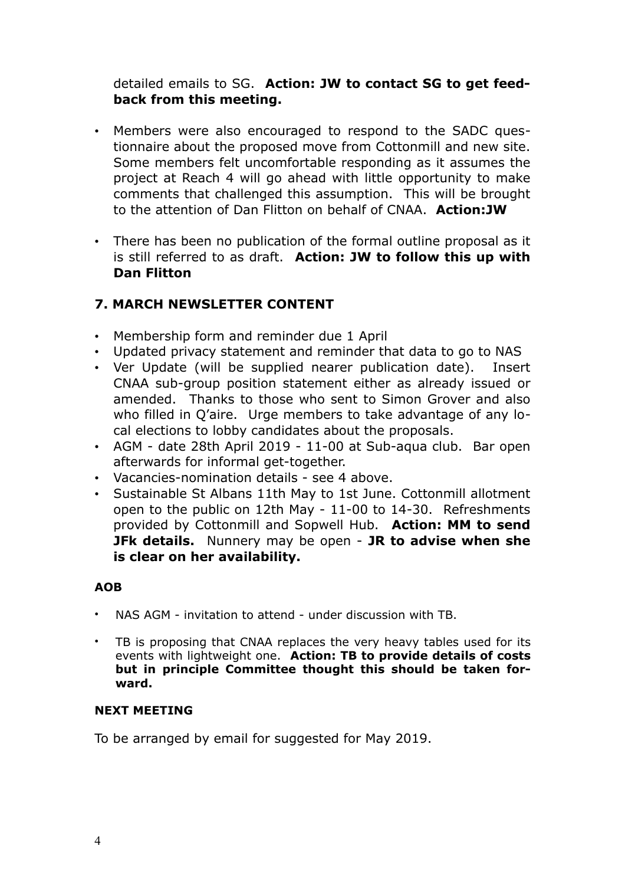detailed emails to SG. **Action: JW to contact SG to get feed-back from this meeting.**

- Members were also encouraged to respond to the SADC questionnaire about the proposed move from Cottonmill and new site. Some members felt uncomfortable responding as it assumes the project at Reach 4 will go ahead with little opportunity to make comments that challenged this assumption. This will be brought to the attention of Dan Flitton on behalf of CNAA. **Action:JW**

- There has been no publication of the formal outline proposal as it is still referred to as draft. **Action: JW to follow this up with Dan Flitton**

## 7. MARCH NEWSLETTER CONTENT

- Membership form and reminder due 1 April
- Updated privacy statement and reminder that data to go to NAS
- Ver Update (will be supplied nearer publication date). Insert CNAA sub-group position statement either as already issued or amended. Thanks to those who sent to Simon Grover and also who filled in Q'aire. Urge members to take advantage of any local elections to lobby candidates about the proposals.
- AGM - date 28th April 2019 - 11-00 at Sub-aqua club. Bar open afterwards for informal get-together.
- Vacancies-nomination details - see 4 above.
- Sustainable St Albans 11th May to 1st June. Cottonmill allotment open to the public on 12th May - 11-00 to 14-30. Refreshments provided by Cottonmill and Sopwell Hub. **Action: MM to send JFk details.** Nunnery may be open - **JR to advise when she is clear on her availability.**

### AOB

- NAS AGM - invitation to attend - under discussion with TB.

- TB is proposing that CNAA replaces the very heavy tables used for its events with lightweight one. **Action: TB to provide details of costs but in principle Committee thought this should be taken for-ward.**

### NEXT MEETING

To be arranged by email for suggested for May 2019.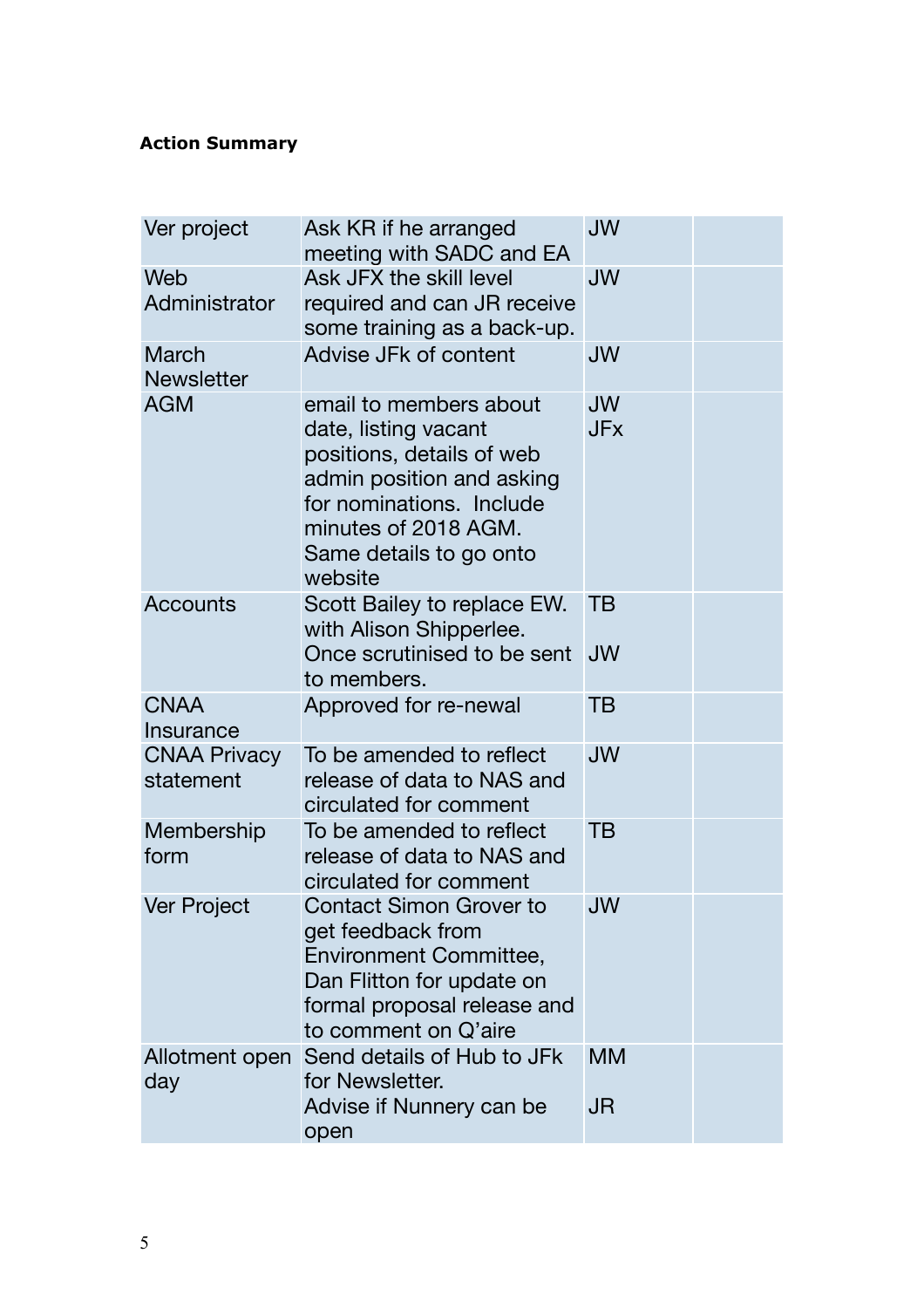**Action Summary**

| | | | |
|---|---|---|---|
| Ver project | Ask KR if he arranged meeting with SADC and EA | JW | |
| Web Administrator | Ask JFX the skill level required and can JR receive some training as a back-up. | JW | |
| March Newsletter | Advise JFk of content | JW | |
| AGM | email to members about date, listing vacant positions, details of web admin position and asking for nominations. Include minutes of 2018 AGM. Same details to go onto website | JW JFx | |
| Accounts | Scott Bailey to replace EW. with Alison Shipperlee. Once scrutinised to be sent to members. | TB JW | |
| CNAA Insurance | Approved for re-newal | TB | |
| CNAA Privacy statement | To be amended to reflect release of data to NAS and circulated for comment | JW | |
| Membership form | To be amended to reflect release of data to NAS and circulated for comment | TB | |
| Ver Project | Contact Simon Grover to get feedback from Environment Committee, Dan Flitton for update on formal proposal release and to comment on Q'aire | JW | |
| Allotment open day | Send details of Hub to JFk for Newsletter. Advise if Nunnery can be open | MM JR | |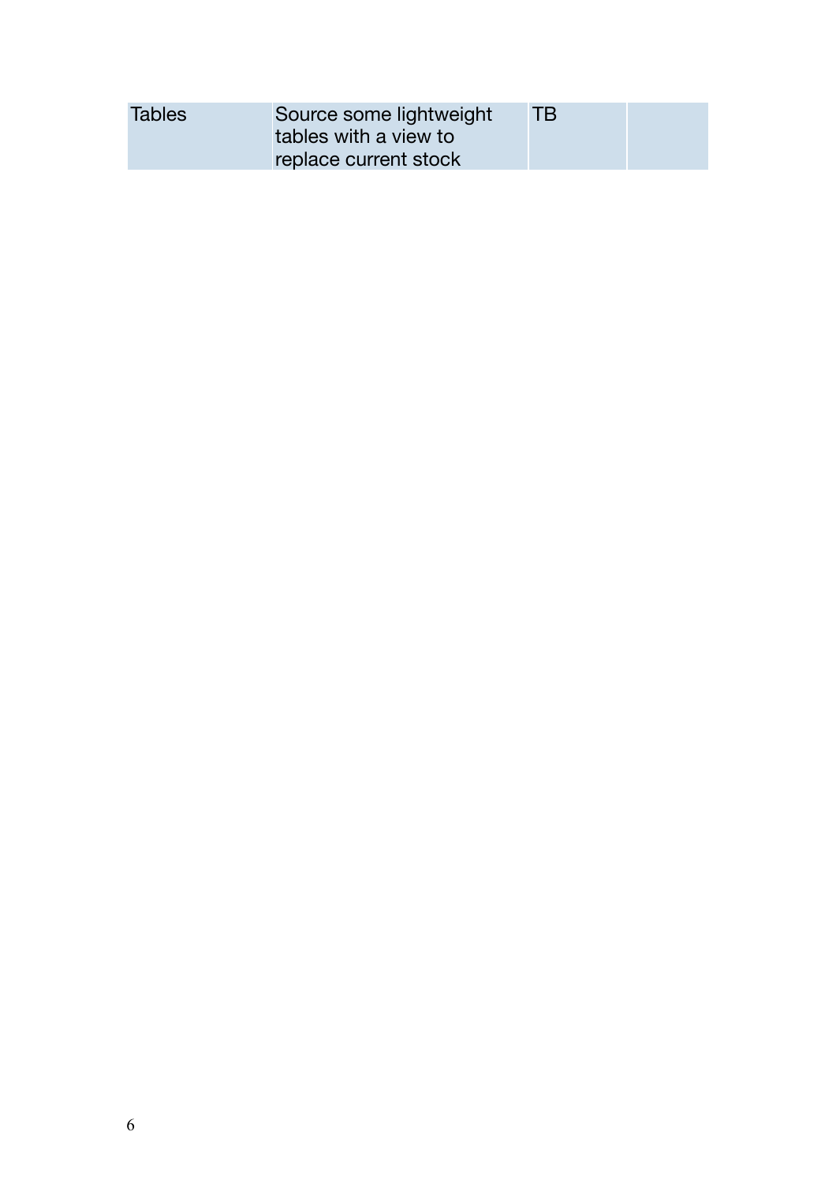| | | | |
|---|---|---|---|
| Tables | Source some lightweight tables with a view to replace current stock | TB | |